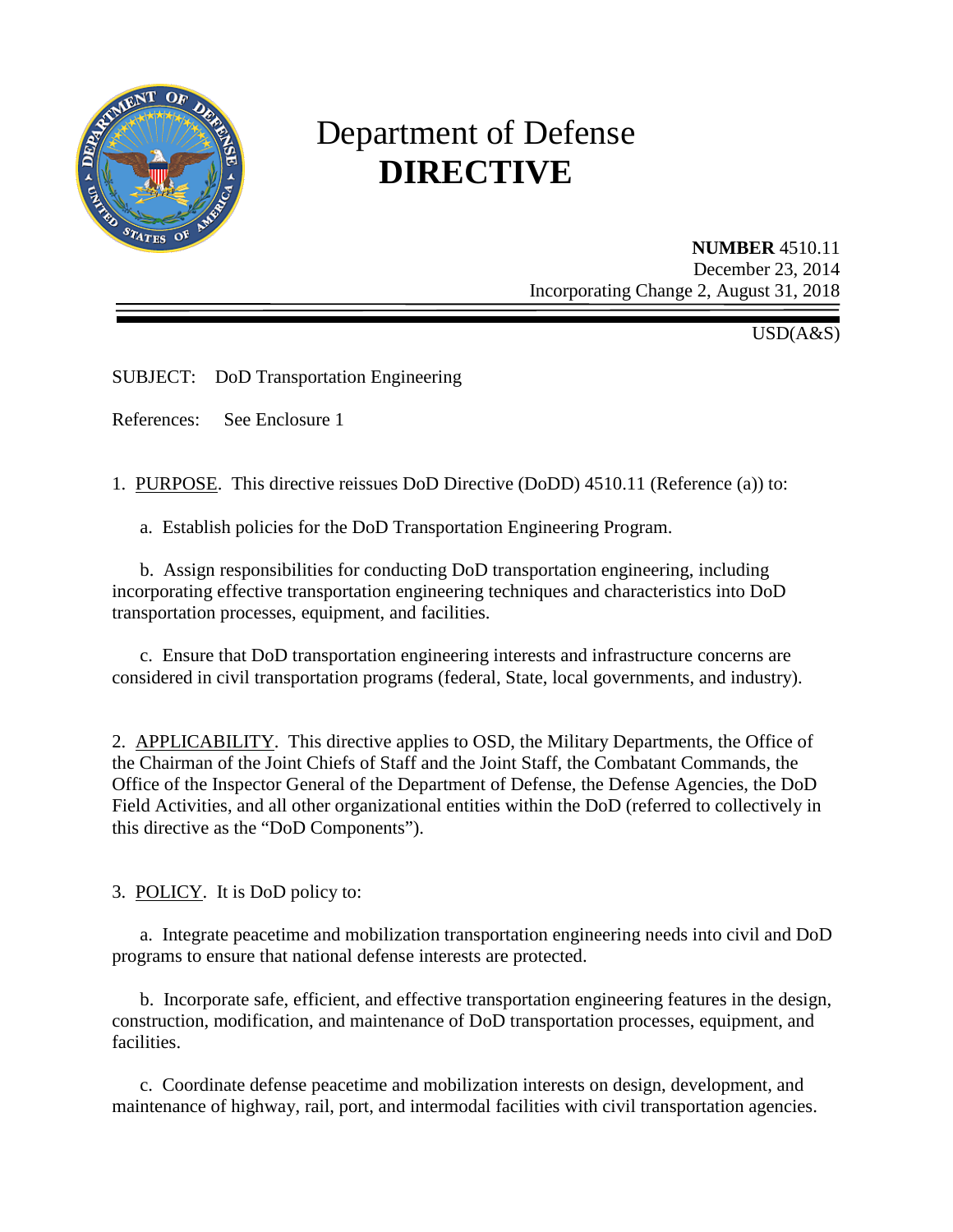# Department of Defense **DIRECTIVE**

**NUMBER** 4510.11
December 23, 2014
Incorporating Change 2, August 31, 2018

USD(A&S)

SUBJECT: DoD Transportation Engineering

References: See Enclosure 1

1. PURPOSE. This directive reissues DoD Directive (DoDD) 4510.11 (Reference (a)) to:

   a. Establish policies for the DoD Transportation Engineering Program.

   b. Assign responsibilities for conducting DoD transportation engineering, including incorporating effective transportation engineering techniques and characteristics into DoD transportation processes, equipment, and facilities.

   c. Ensure that DoD transportation engineering interests and infrastructure concerns are considered in civil transportation programs (federal, State, local governments, and industry).

2. APPLICABILITY. This directive applies to OSD, the Military Departments, the Office of the Chairman of the Joint Chiefs of Staff and the Joint Staff, the Combatant Commands, the Office of the Inspector General of the Department of Defense, the Defense Agencies, the DoD Field Activities, and all other organizational entities within the DoD (referred to collectively in this directive as the "DoD Components").

3. POLICY. It is DoD policy to:

   a. Integrate peacetime and mobilization transportation engineering needs into civil and DoD programs to ensure that national defense interests are protected.

   b. Incorporate safe, efficient, and effective transportation engineering features in the design, construction, modification, and maintenance of DoD transportation processes, equipment, and facilities.

   c. Coordinate defense peacetime and mobilization interests on design, development, and maintenance of highway, rail, port, and intermodal facilities with civil transportation agencies.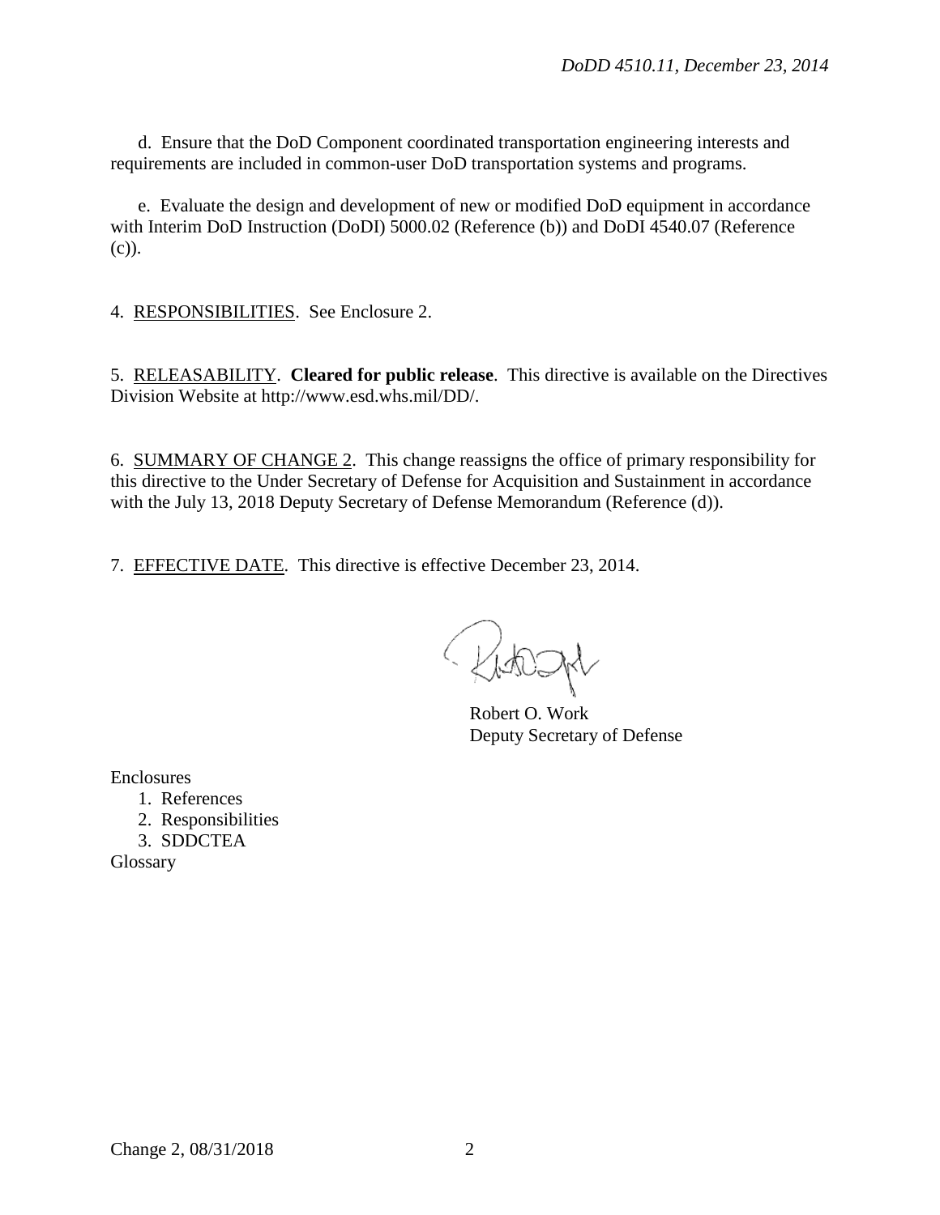d. Ensure that the DoD Component coordinated transportation engineering interests and requirements are included in common-user DoD transportation systems and programs.

e. Evaluate the design and development of new or modified DoD equipment in accordance with Interim DoD Instruction (DoDI) 5000.02 (Reference (b)) and DoDI 4540.07 (Reference (c)).

4. RESPONSIBILITIES. See Enclosure 2.

5. RELEASABILITY. **Cleared for public release**. This directive is available on the Directives Division Website at http://www.esd.whs.mil/DD/.

6. SUMMARY OF CHANGE 2. This change reassigns the office of primary responsibility for this directive to the Under Secretary of Defense for Acquisition and Sustainment in accordance with the July 13, 2018 Deputy Secretary of Defense Memorandum (Reference (d)).

7. EFFECTIVE DATE. This directive is effective December 23, 2014.

Robert O. Work
Deputy Secretary of Defense

Enclosures
1. References
2. Responsibilities
3. SDDCTEA

Glossary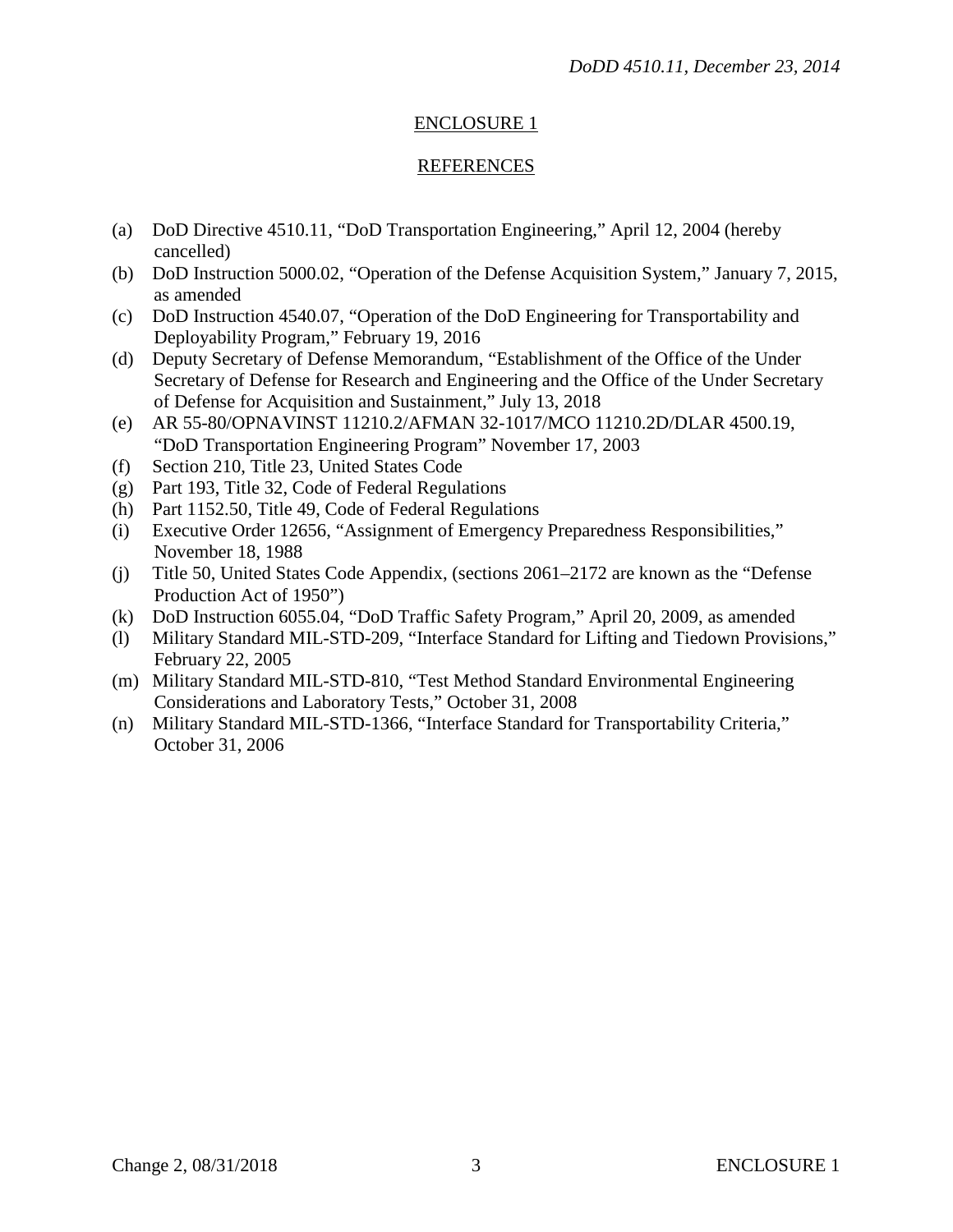## ENCLOSURE 1

## REFERENCES

(a) DoD Directive 4510.11, "DoD Transportation Engineering," April 12, 2004 (hereby cancelled)
(b) DoD Instruction 5000.02, "Operation of the Defense Acquisition System," January 7, 2015, as amended
(c) DoD Instruction 4540.07, "Operation of the DoD Engineering for Transportability and Deployability Program," February 19, 2016
(d) Deputy Secretary of Defense Memorandum, "Establishment of the Office of the Under Secretary of Defense for Research and Engineering and the Office of the Under Secretary of Defense for Acquisition and Sustainment," July 13, 2018
(e) AR 55-80/OPNAVINST 11210.2/AFMAN 32-1017/MCO 11210.2D/DLAR 4500.19, "DoD Transportation Engineering Program" November 17, 2003
(f) Section 210, Title 23, United States Code
(g) Part 193, Title 32, Code of Federal Regulations
(h) Part 1152.50, Title 49, Code of Federal Regulations
(i) Executive Order 12656, "Assignment of Emergency Preparedness Responsibilities," November 18, 1988
(j) Title 50, United States Code Appendix, (sections 2061–2172 are known as the "Defense Production Act of 1950")
(k) DoD Instruction 6055.04, "DoD Traffic Safety Program," April 20, 2009, as amended
(l) Military Standard MIL-STD-209, "Interface Standard for Lifting and Tiedown Provisions," February 22, 2005
(m) Military Standard MIL-STD-810, "Test Method Standard Environmental Engineering Considerations and Laboratory Tests," October 31, 2008
(n) Military Standard MIL-STD-1366, "Interface Standard for Transportability Criteria," October 31, 2006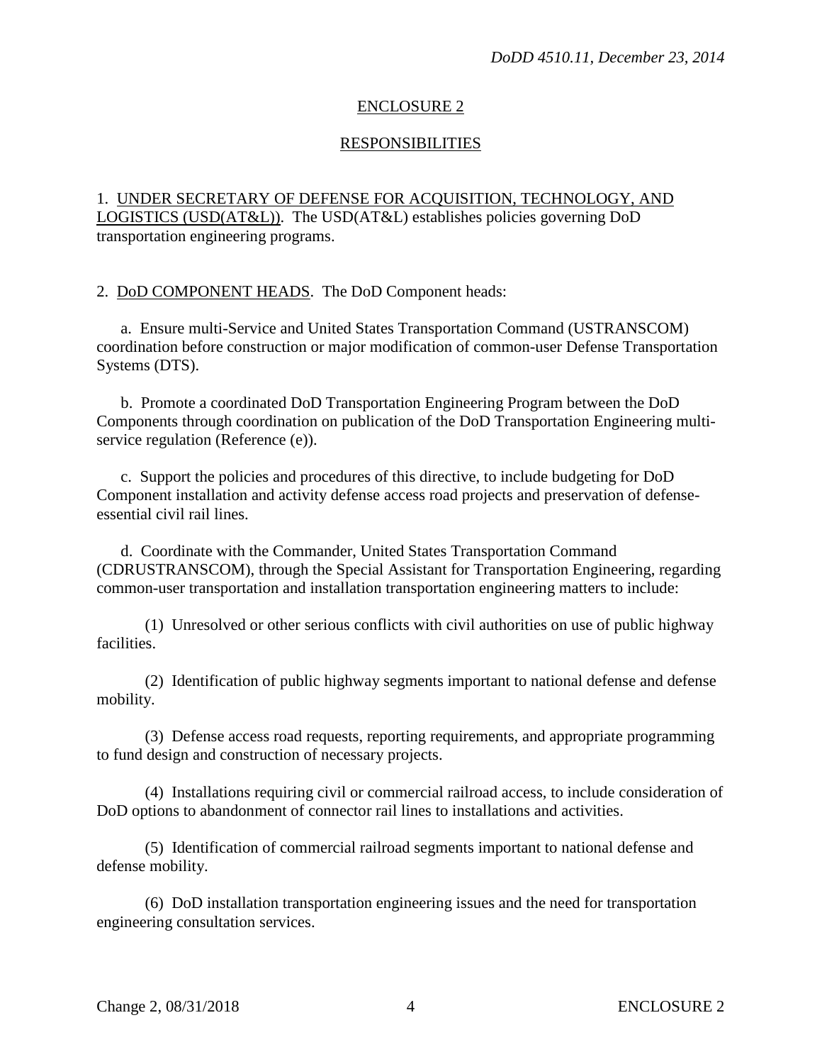## ENCLOSURE 2

## RESPONSIBILITIES

1. UNDER SECRETARY OF DEFENSE FOR ACQUISITION, TECHNOLOGY, AND LOGISTICS (USD(AT&L)). The USD(AT&L) establishes policies governing DoD transportation engineering programs.

2. DoD COMPONENT HEADS. The DoD Component heads:

a. Ensure multi-Service and United States Transportation Command (USTRANSCOM) coordination before construction or major modification of common-user Defense Transportation Systems (DTS).

b. Promote a coordinated DoD Transportation Engineering Program between the DoD Components through coordination on publication of the DoD Transportation Engineering multi-service regulation (Reference (e)).

c. Support the policies and procedures of this directive, to include budgeting for DoD Component installation and activity defense access road projects and preservation of defense-essential civil rail lines.

d. Coordinate with the Commander, United States Transportation Command (CDRUSTRANSCOM), through the Special Assistant for Transportation Engineering, regarding common-user transportation and installation transportation engineering matters to include:

(1) Unresolved or other serious conflicts with civil authorities on use of public highway facilities.

(2) Identification of public highway segments important to national defense and defense mobility.

(3) Defense access road requests, reporting requirements, and appropriate programming to fund design and construction of necessary projects.

(4) Installations requiring civil or commercial railroad access, to include consideration of DoD options to abandonment of connector rail lines to installations and activities.

(5) Identification of commercial railroad segments important to national defense and defense mobility.

(6) DoD installation transportation engineering issues and the need for transportation engineering consultation services.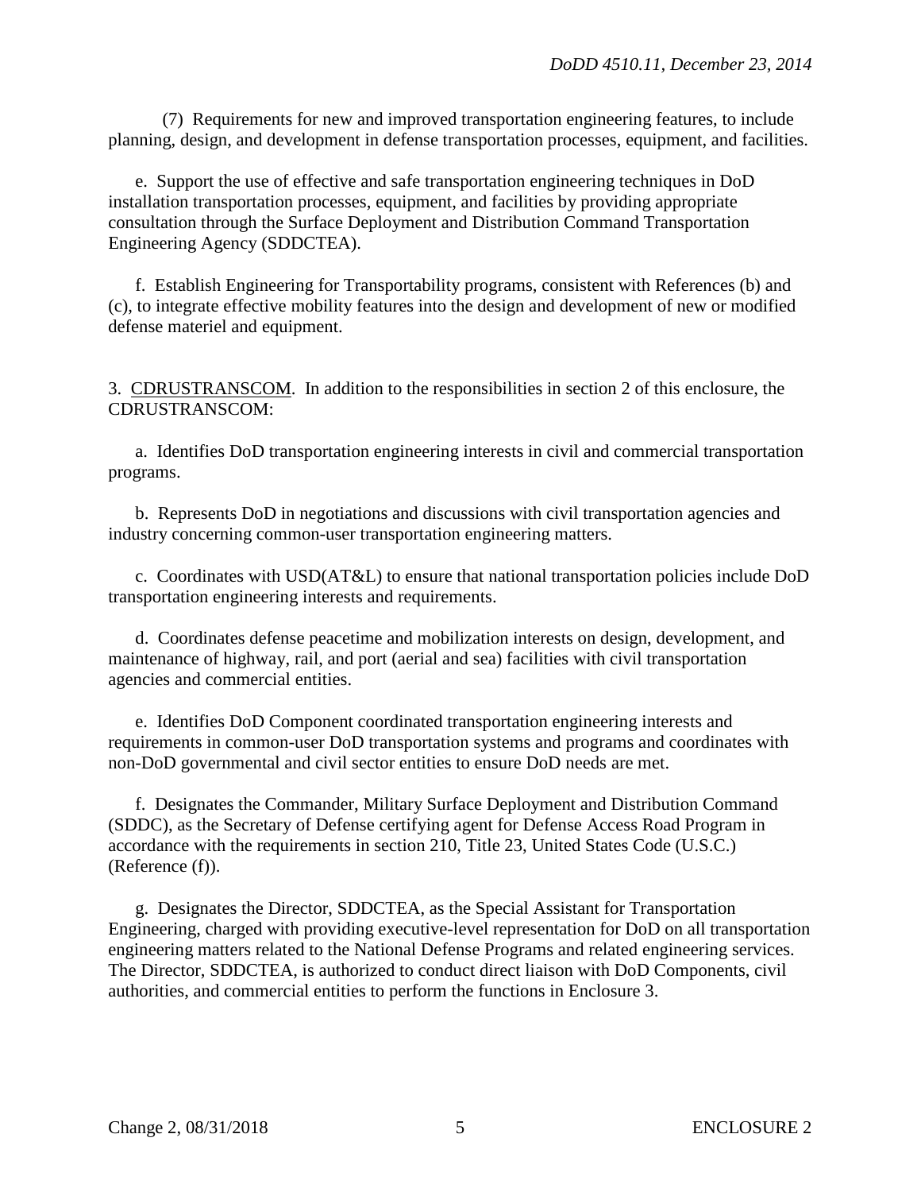(7) Requirements for new and improved transportation engineering features, to include planning, design, and development in defense transportation processes, equipment, and facilities.

e. Support the use of effective and safe transportation engineering techniques in DoD installation transportation processes, equipment, and facilities by providing appropriate consultation through the Surface Deployment and Distribution Command Transportation Engineering Agency (SDDCTEA).

f. Establish Engineering for Transportability programs, consistent with References (b) and (c), to integrate effective mobility features into the design and development of new or modified defense materiel and equipment.

3. CDRUSTRANSCOM. In addition to the responsibilities in section 2 of this enclosure, the CDRUSTRANSCOM:

a. Identifies DoD transportation engineering interests in civil and commercial transportation programs.

b. Represents DoD in negotiations and discussions with civil transportation agencies and industry concerning common-user transportation engineering matters.

c. Coordinates with USD(AT&L) to ensure that national transportation policies include DoD transportation engineering interests and requirements.

d. Coordinates defense peacetime and mobilization interests on design, development, and maintenance of highway, rail, and port (aerial and sea) facilities with civil transportation agencies and commercial entities.

e. Identifies DoD Component coordinated transportation engineering interests and requirements in common-user DoD transportation systems and programs and coordinates with non-DoD governmental and civil sector entities to ensure DoD needs are met.

f. Designates the Commander, Military Surface Deployment and Distribution Command (SDDC), as the Secretary of Defense certifying agent for Defense Access Road Program in accordance with the requirements in section 210, Title 23, United States Code (U.S.C.) (Reference (f)).

g. Designates the Director, SDDCTEA, as the Special Assistant for Transportation Engineering, charged with providing executive-level representation for DoD on all transportation engineering matters related to the National Defense Programs and related engineering services. The Director, SDDCTEA, is authorized to conduct direct liaison with DoD Components, civil authorities, and commercial entities to perform the functions in Enclosure 3.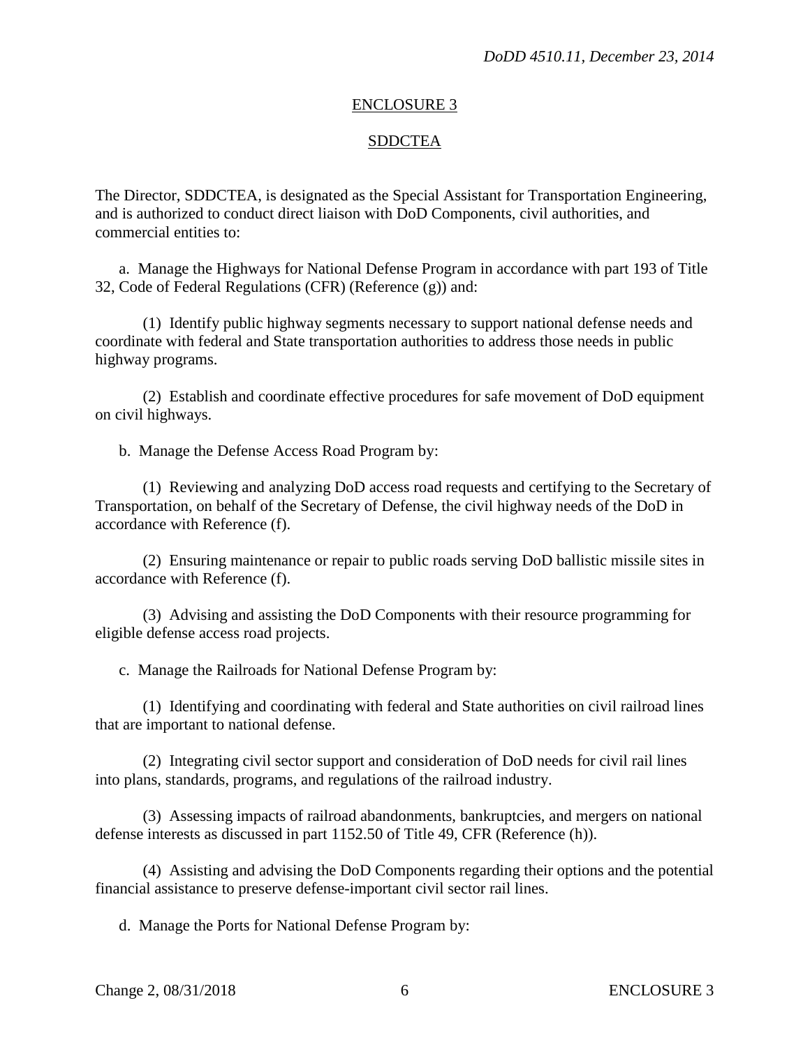## ENCLOSURE 3

## SDDCTEA

The Director, SDDCTEA, is designated as the Special Assistant for Transportation Engineering, and is authorized to conduct direct liaison with DoD Components, civil authorities, and commercial entities to:

a. Manage the Highways for National Defense Program in accordance with part 193 of Title 32, Code of Federal Regulations (CFR) (Reference (g)) and:

(1) Identify public highway segments necessary to support national defense needs and coordinate with federal and State transportation authorities to address those needs in public highway programs.

(2) Establish and coordinate effective procedures for safe movement of DoD equipment on civil highways.

b. Manage the Defense Access Road Program by:

(1) Reviewing and analyzing DoD access road requests and certifying to the Secretary of Transportation, on behalf of the Secretary of Defense, the civil highway needs of the DoD in accordance with Reference (f).

(2) Ensuring maintenance or repair to public roads serving DoD ballistic missile sites in accordance with Reference (f).

(3) Advising and assisting the DoD Components with their resource programming for eligible defense access road projects.

c. Manage the Railroads for National Defense Program by:

(1) Identifying and coordinating with federal and State authorities on civil railroad lines that are important to national defense.

(2) Integrating civil sector support and consideration of DoD needs for civil rail lines into plans, standards, programs, and regulations of the railroad industry.

(3) Assessing impacts of railroad abandonments, bankruptcies, and mergers on national defense interests as discussed in part 1152.50 of Title 49, CFR (Reference (h)).

(4) Assisting and advising the DoD Components regarding their options and the potential financial assistance to preserve defense-important civil sector rail lines.

d. Manage the Ports for National Defense Program by: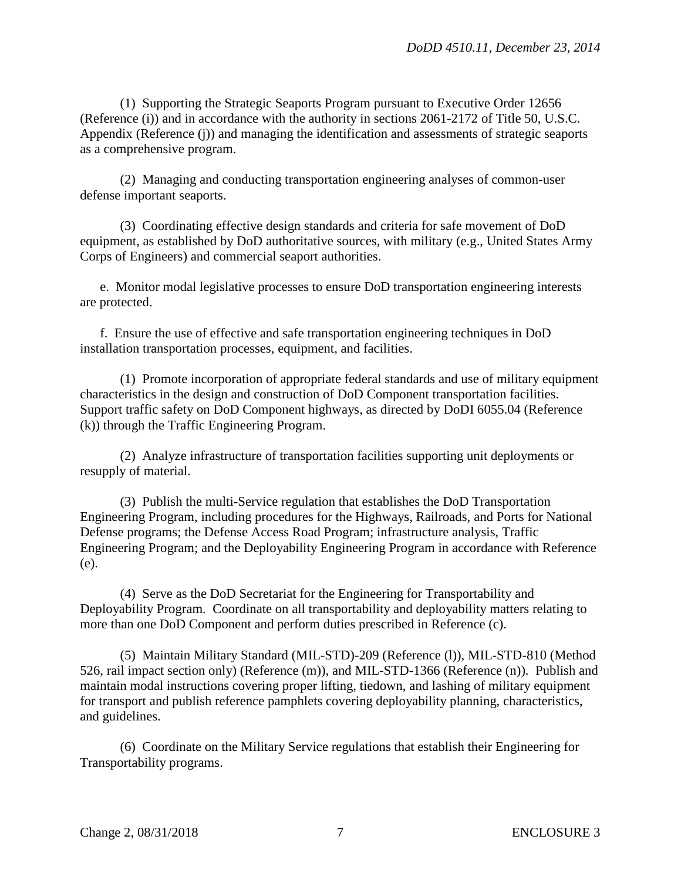(1) Supporting the Strategic Seaports Program pursuant to Executive Order 12656 (Reference (i)) and in accordance with the authority in sections 2061-2172 of Title 50, U.S.C. Appendix (Reference (j)) and managing the identification and assessments of strategic seaports as a comprehensive program.

(2) Managing and conducting transportation engineering analyses of common-user defense important seaports.

(3) Coordinating effective design standards and criteria for safe movement of DoD equipment, as established by DoD authoritative sources, with military (e.g., United States Army Corps of Engineers) and commercial seaport authorities.

e. Monitor modal legislative processes to ensure DoD transportation engineering interests are protected.

f. Ensure the use of effective and safe transportation engineering techniques in DoD installation transportation processes, equipment, and facilities.

(1) Promote incorporation of appropriate federal standards and use of military equipment characteristics in the design and construction of DoD Component transportation facilities. Support traffic safety on DoD Component highways, as directed by DoDI 6055.04 (Reference (k)) through the Traffic Engineering Program.

(2) Analyze infrastructure of transportation facilities supporting unit deployments or resupply of material.

(3) Publish the multi-Service regulation that establishes the DoD Transportation Engineering Program, including procedures for the Highways, Railroads, and Ports for National Defense programs; the Defense Access Road Program; infrastructure analysis, Traffic Engineering Program; and the Deployability Engineering Program in accordance with Reference (e).

(4) Serve as the DoD Secretariat for the Engineering for Transportability and Deployability Program. Coordinate on all transportability and deployability matters relating to more than one DoD Component and perform duties prescribed in Reference (c).

(5) Maintain Military Standard (MIL-STD)-209 (Reference (l)), MIL-STD-810 (Method 526, rail impact section only) (Reference (m)), and MIL-STD-1366 (Reference (n)). Publish and maintain modal instructions covering proper lifting, tiedown, and lashing of military equipment for transport and publish reference pamphlets covering deployability planning, characteristics, and guidelines.

(6) Coordinate on the Military Service regulations that establish their Engineering for Transportability programs.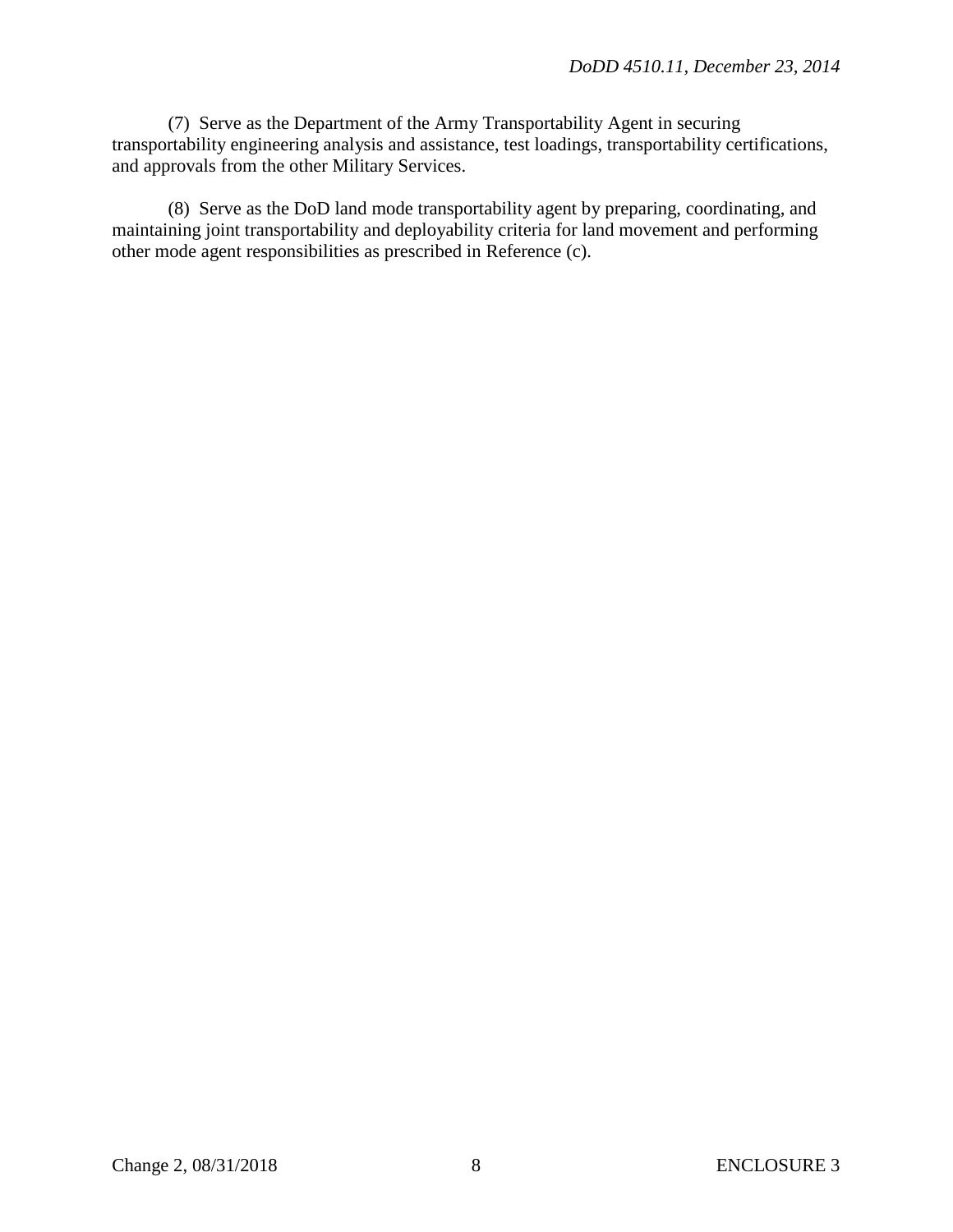(7) Serve as the Department of the Army Transportability Agent in securing transportability engineering analysis and assistance, test loadings, transportability certifications, and approvals from the other Military Services.

(8) Serve as the DoD land mode transportability agent by preparing, coordinating, and maintaining joint transportability and deployability criteria for land movement and performing other mode agent responsibilities as prescribed in Reference (c).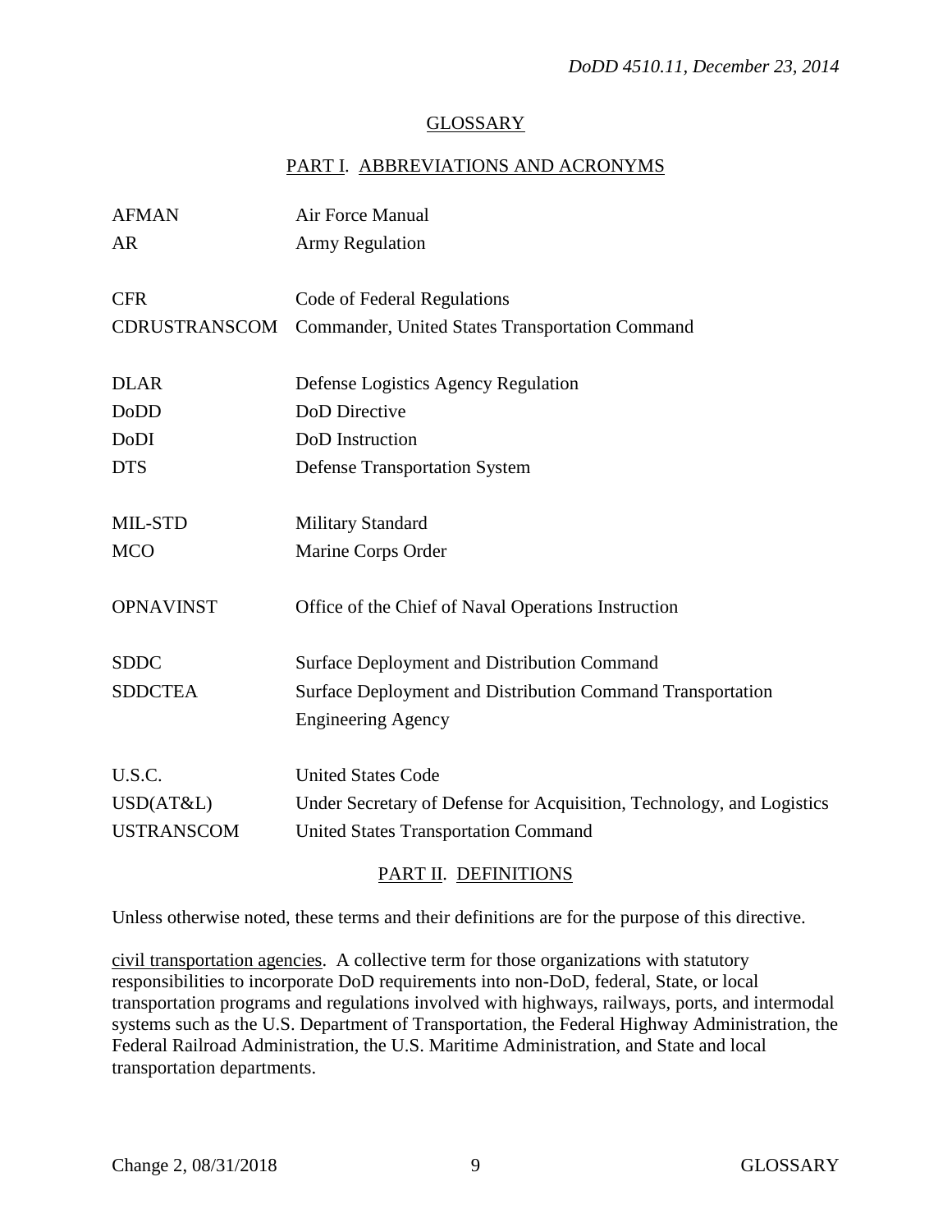# GLOSSARY

## PART I. ABBREVIATIONS AND ACRONYMS

| | |
|---|---|
| AFMAN | Air Force Manual |
| AR | Army Regulation |
| CFR | Code of Federal Regulations |
| CDRUSTRANSCOM | Commander, United States Transportation Command |
| DLAR | Defense Logistics Agency Regulation |
| DoDD | DoD Directive |
| DoDI | DoD Instruction |
| DTS | Defense Transportation System |
| MIL-STD | Military Standard |
| MCO | Marine Corps Order |
| OPNAVINST | Office of the Chief of Naval Operations Instruction |
| SDDC | Surface Deployment and Distribution Command |
| SDDCTEA | Surface Deployment and Distribution Command Transportation Engineering Agency |
| U.S.C. | United States Code |
| USD(AT&L) | Under Secretary of Defense for Acquisition, Technology, and Logistics |
| USTRANSCOM | United States Transportation Command |

## PART II. DEFINITIONS

Unless otherwise noted, these terms and their definitions are for the purpose of this directive.

civil transportation agencies. A collective term for those organizations with statutory responsibilities to incorporate DoD requirements into non-DoD, federal, State, or local transportation programs and regulations involved with highways, railways, ports, and intermodal systems such as the U.S. Department of Transportation, the Federal Highway Administration, the Federal Railroad Administration, the U.S. Maritime Administration, and State and local transportation departments.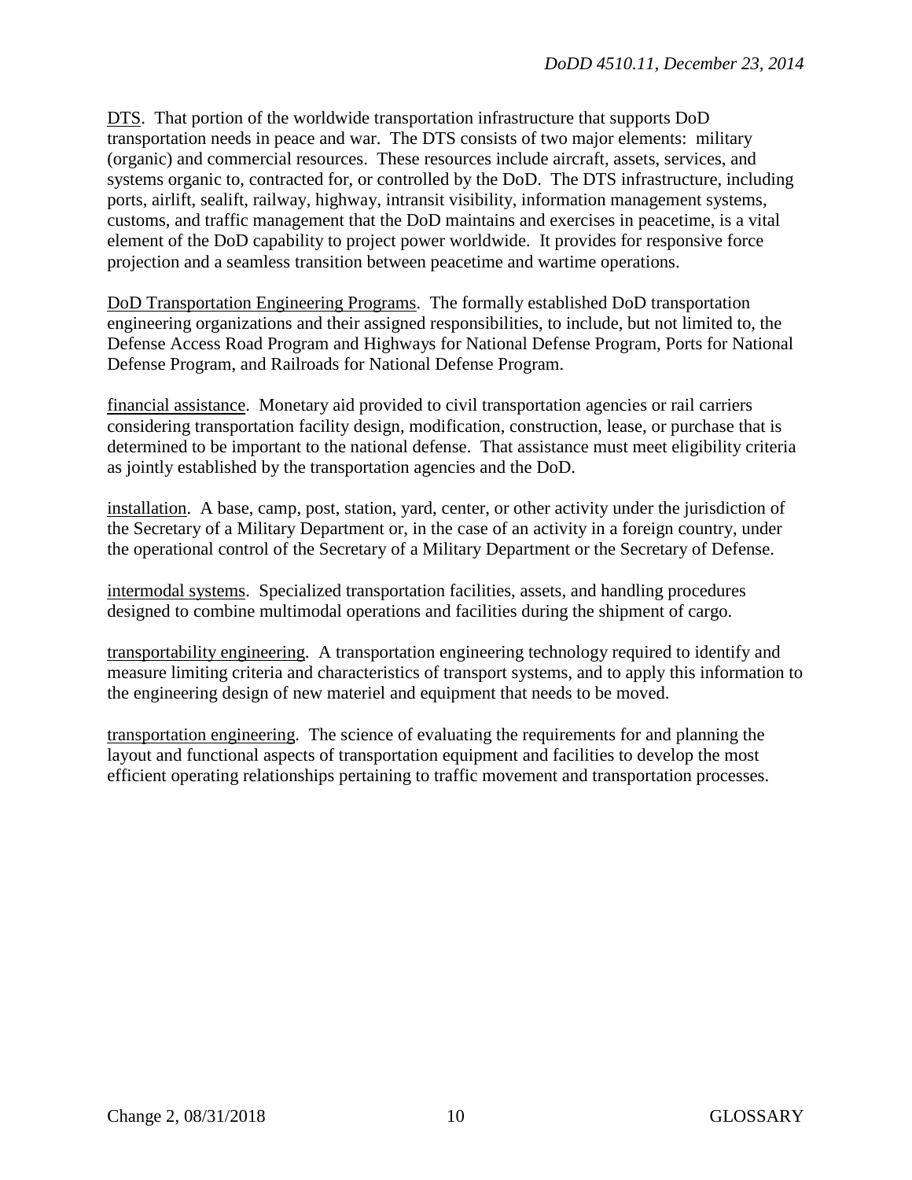DTS. That portion of the worldwide transportation infrastructure that supports DoD transportation needs in peace and war. The DTS consists of two major elements: military (organic) and commercial resources. These resources include aircraft, assets, services, and systems organic to, contracted for, or controlled by the DoD. The DTS infrastructure, including ports, airlift, sealift, railway, highway, intransit visibility, information management systems, customs, and traffic management that the DoD maintains and exercises in peacetime, is a vital element of the DoD capability to project power worldwide. It provides for responsive force projection and a seamless transition between peacetime and wartime operations.

DoD Transportation Engineering Programs. The formally established DoD transportation engineering organizations and their assigned responsibilities, to include, but not limited to, the Defense Access Road Program and Highways for National Defense Program, Ports for National Defense Program, and Railroads for National Defense Program.

financial assistance. Monetary aid provided to civil transportation agencies or rail carriers considering transportation facility design, modification, construction, lease, or purchase that is determined to be important to the national defense. That assistance must meet eligibility criteria as jointly established by the transportation agencies and the DoD.

installation. A base, camp, post, station, yard, center, or other activity under the jurisdiction of the Secretary of a Military Department or, in the case of an activity in a foreign country, under the operational control of the Secretary of a Military Department or the Secretary of Defense.

intermodal systems. Specialized transportation facilities, assets, and handling procedures designed to combine multimodal operations and facilities during the shipment of cargo.

transportability engineering. A transportation engineering technology required to identify and measure limiting criteria and characteristics of transport systems, and to apply this information to the engineering design of new materiel and equipment that needs to be moved.

transportation engineering. The science of evaluating the requirements for and planning the layout and functional aspects of transportation equipment and facilities to develop the most efficient operating relationships pertaining to traffic movement and transportation processes.